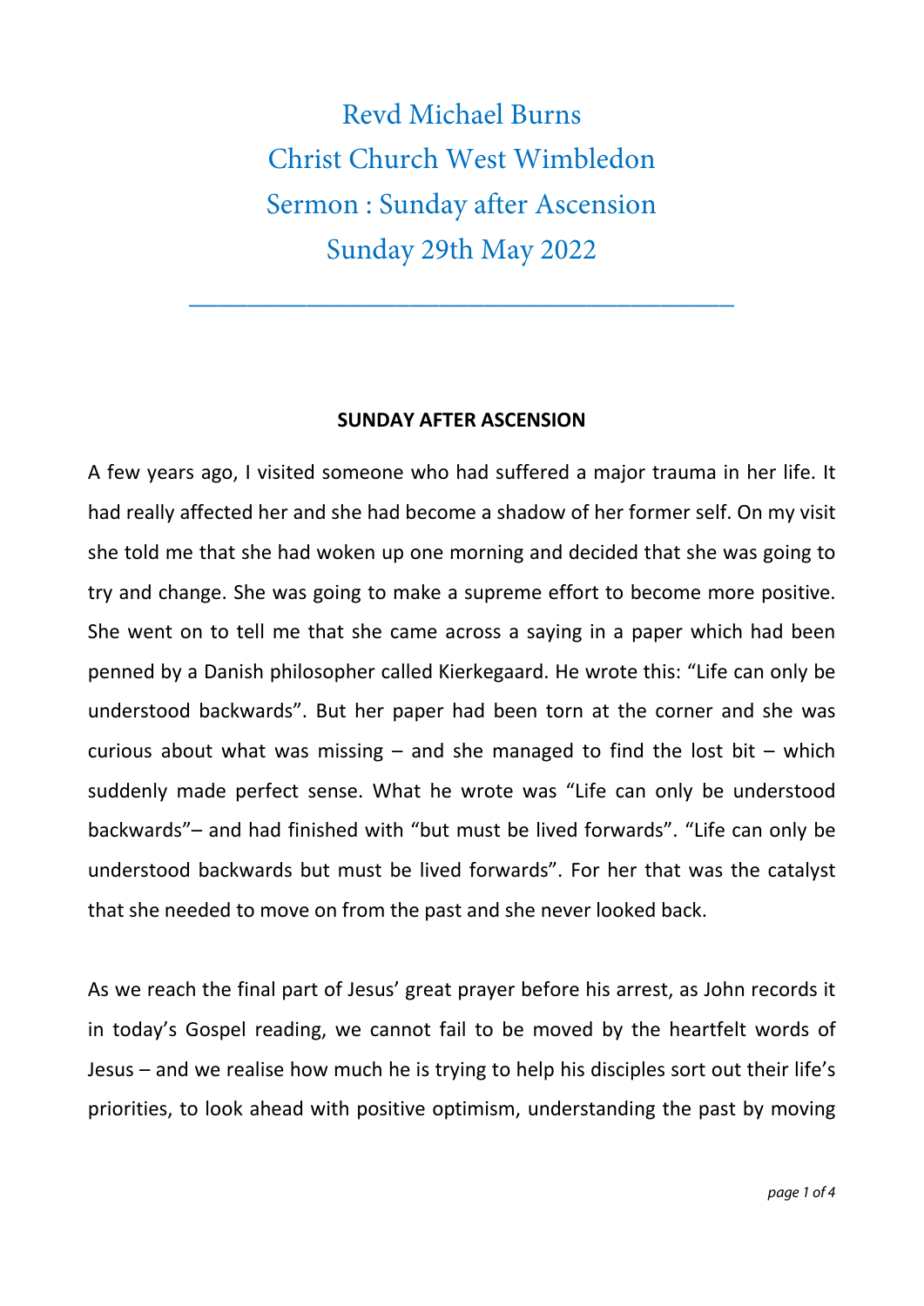# Revd Michael Burns
# Christ Church West Wimbledon
# Sermon : Sunday after Ascension
# Sunday 29th May 2022

---

**SUNDAY AFTER ASCENSION**

A few years ago, I visited someone who had suffered a major trauma in her life. It had really affected her and she had become a shadow of her former self. On my visit she told me that she had woken up one morning and decided that she was going to try and change. She was going to make a supreme effort to become more positive. She went on to tell me that she came across a saying in a paper which had been penned by a Danish philosopher called Kierkegaard. He wrote this: "Life can only be understood backwards". But her paper had been torn at the corner and she was curious about what was missing – and she managed to find the lost bit – which suddenly made perfect sense. What he wrote was "Life can only be understood backwards"– and had finished with "but must be lived forwards". "Life can only be understood backwards but must be lived forwards". For her that was the catalyst that she needed to move on from the past and she never looked back.

As we reach the final part of Jesus' great prayer before his arrest, as John records it in today's Gospel reading, we cannot fail to be moved by the heartfelt words of Jesus – and we realise how much he is trying to help his disciples sort out their life's priorities, to look ahead with positive optimism, understanding the past by moving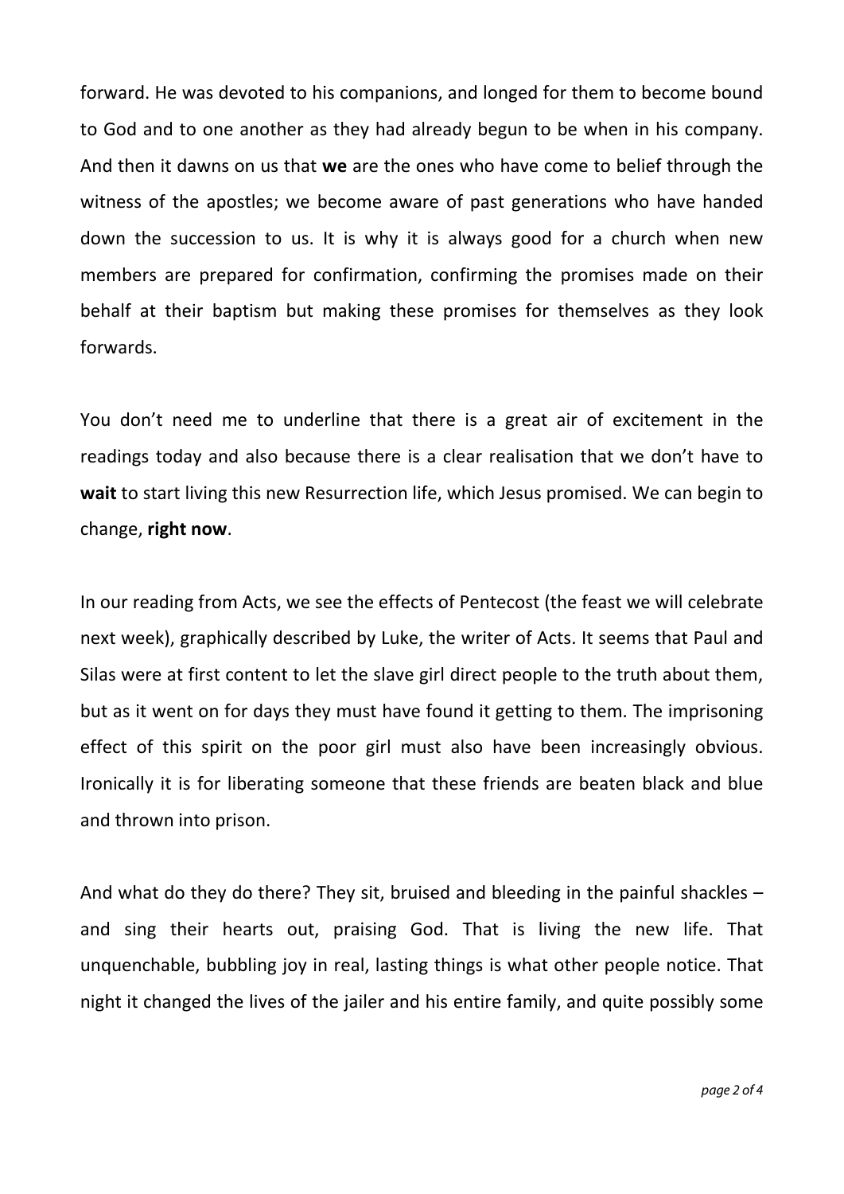forward. He was devoted to his companions, and longed for them to become bound to God and to one another as they had already begun to be when in his company. And then it dawns on us that **we** are the ones who have come to belief through the witness of the apostles; we become aware of past generations who have handed down the succession to us. It is why it is always good for a church when new members are prepared for confirmation, confirming the promises made on their behalf at their baptism but making these promises for themselves as they look forwards.

You don't need me to underline that there is a great air of excitement in the readings today and also because there is a clear realisation that we don't have to **wait** to start living this new Resurrection life, which Jesus promised. We can begin to change, **right now**.

In our reading from Acts, we see the effects of Pentecost (the feast we will celebrate next week), graphically described by Luke, the writer of Acts. It seems that Paul and Silas were at first content to let the slave girl direct people to the truth about them, but as it went on for days they must have found it getting to them. The imprisoning effect of this spirit on the poor girl must also have been increasingly obvious. Ironically it is for liberating someone that these friends are beaten black and blue and thrown into prison.

And what do they do there? They sit, bruised and bleeding in the painful shackles – and sing their hearts out, praising God. That is living the new life. That unquenchable, bubbling joy in real, lasting things is what other people notice. That night it changed the lives of the jailer and his entire family, and quite possibly some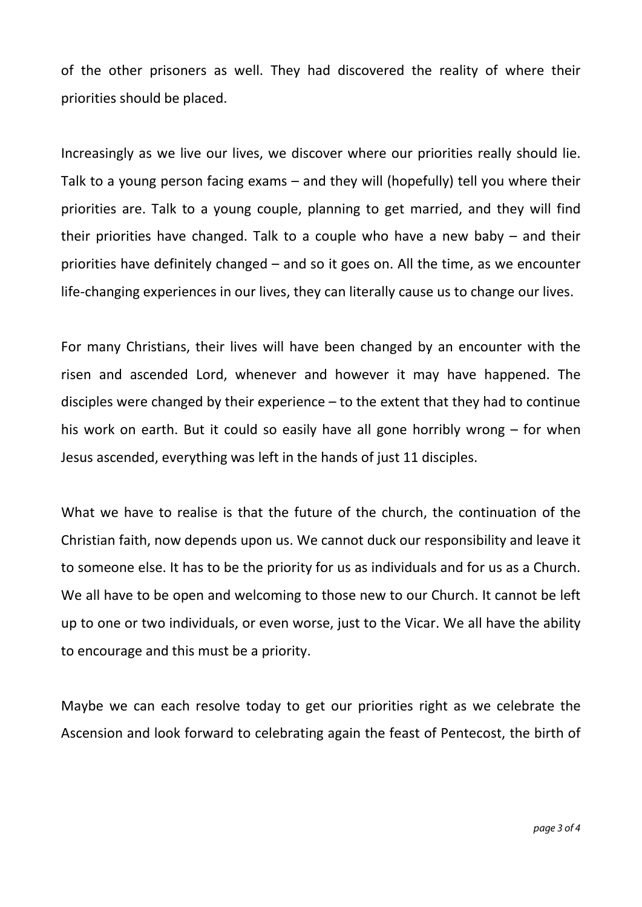of the other prisoners as well. They had discovered the reality of where their priorities should be placed.

Increasingly as we live our lives, we discover where our priorities really should lie. Talk to a young person facing exams – and they will (hopefully) tell you where their priorities are. Talk to a young couple, planning to get married, and they will find their priorities have changed. Talk to a couple who have a new baby – and their priorities have definitely changed – and so it goes on. All the time, as we encounter life-changing experiences in our lives, they can literally cause us to change our lives.

For many Christians, their lives will have been changed by an encounter with the risen and ascended Lord, whenever and however it may have happened. The disciples were changed by their experience – to the extent that they had to continue his work on earth. But it could so easily have all gone horribly wrong – for when Jesus ascended, everything was left in the hands of just 11 disciples.

What we have to realise is that the future of the church, the continuation of the Christian faith, now depends upon us. We cannot duck our responsibility and leave it to someone else. It has to be the priority for us as individuals and for us as a Church. We all have to be open and welcoming to those new to our Church. It cannot be left up to one or two individuals, or even worse, just to the Vicar. We all have the ability to encourage and this must be a priority.

Maybe we can each resolve today to get our priorities right as we celebrate the Ascension and look forward to celebrating again the feast of Pentecost, the birth of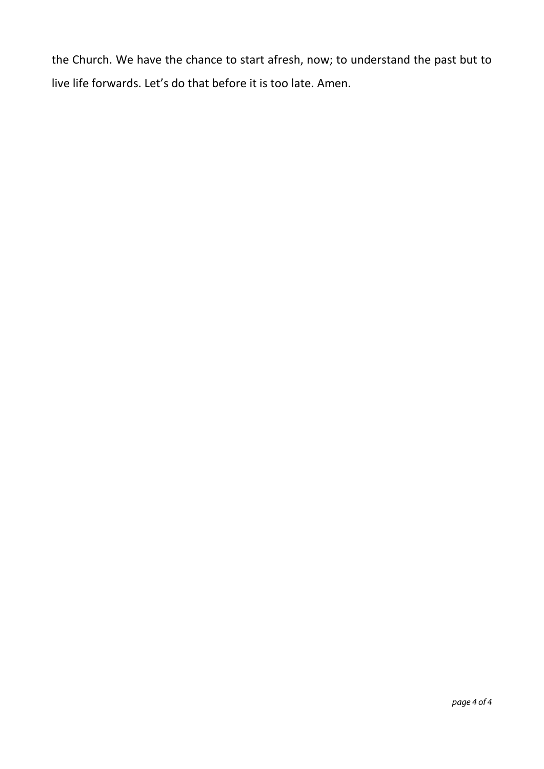the Church. We have the chance to start afresh, now; to understand the past but to live life forwards. Let's do that before it is too late. Amen.